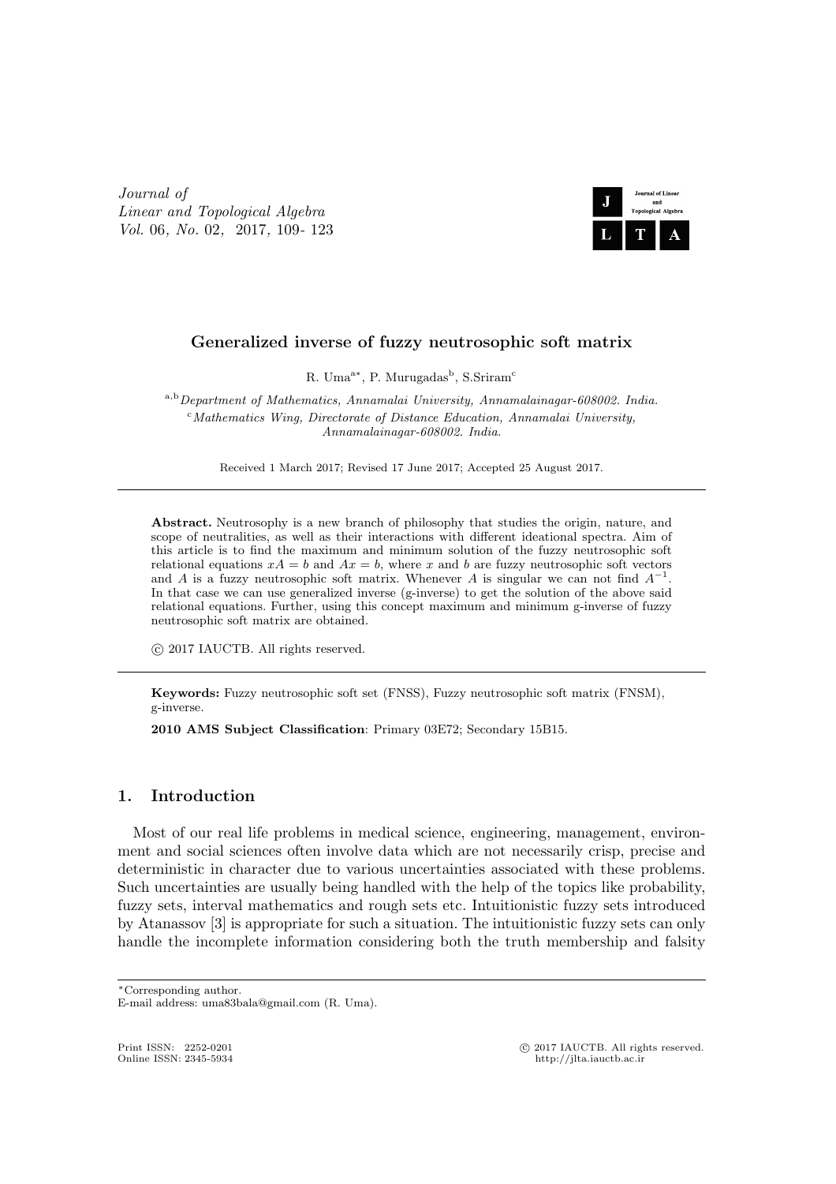Journal of
Linear and Topological Algebra
Vol. 06, No. 02, 2017, 109- 123

# Generalized inverse of fuzzy neutrosophic soft matrix

R. Uma[a*], P. Murugadas[b], S.Sriram[c]

[a,b]*Department of Mathematics, Annamalai University, Annamalainagar-608002. India.*
[c]*Mathematics Wing, Directorate of Distance Education, Annamalai University, Annamalainagar-608002. India.*

Received 1 March 2017; Revised 17 June 2017; Accepted 25 August 2017.

---

**Abstract.** Neutrosophy is a new branch of philosophy that studies the origin, nature, and scope of neutralities, as well as their interactions with different ideational spectra. Aim of this article is to find the maximum and minimum solution of the fuzzy neutrosophic soft relational equations $xA = b$ and $Ax = b$, where $x$ and $b$ are fuzzy neutrosophic soft vectors and $A$ is a fuzzy neutrosophic soft matrix. Whenever $A$ is singular we can not find $A^{-1}$. In that case we can use generalized inverse (g-inverse) to get the solution of the above said relational equations. Further, using this concept maximum and minimum g-inverse of fuzzy neutrosophic soft matrix are obtained.

© 2017 IAUCTB. All rights reserved.

---

**Keywords:** Fuzzy neutrosophic soft set (FNSS), Fuzzy neutrosophic soft matrix (FNSM), g-inverse.

**2010 AMS Subject Classification**: Primary 03E72; Secondary 15B15.

## 1. Introduction

Most of our real life problems in medical science, engineering, management, environment and social sciences often involve data which are not necessarily crisp, precise and deterministic in character due to various uncertainties associated with these problems. Such uncertainties are usually being handled with the help of the topics like probability, fuzzy sets, interval mathematics and rough sets etc. Intuitionistic fuzzy sets introduced by Atanassov [3] is appropriate for such a situation. The intuitionistic fuzzy sets can only handle the incomplete information considering both the truth membership and falsity

---

*Corresponding author.
E-mail address: uma83bala@gmail.com (R. Uma).

Print ISSN: 2252-0201
Online ISSN: 2345-5934

© 2017 IAUCTB. All rights reserved.
http://jlta.iauctb.ac.ir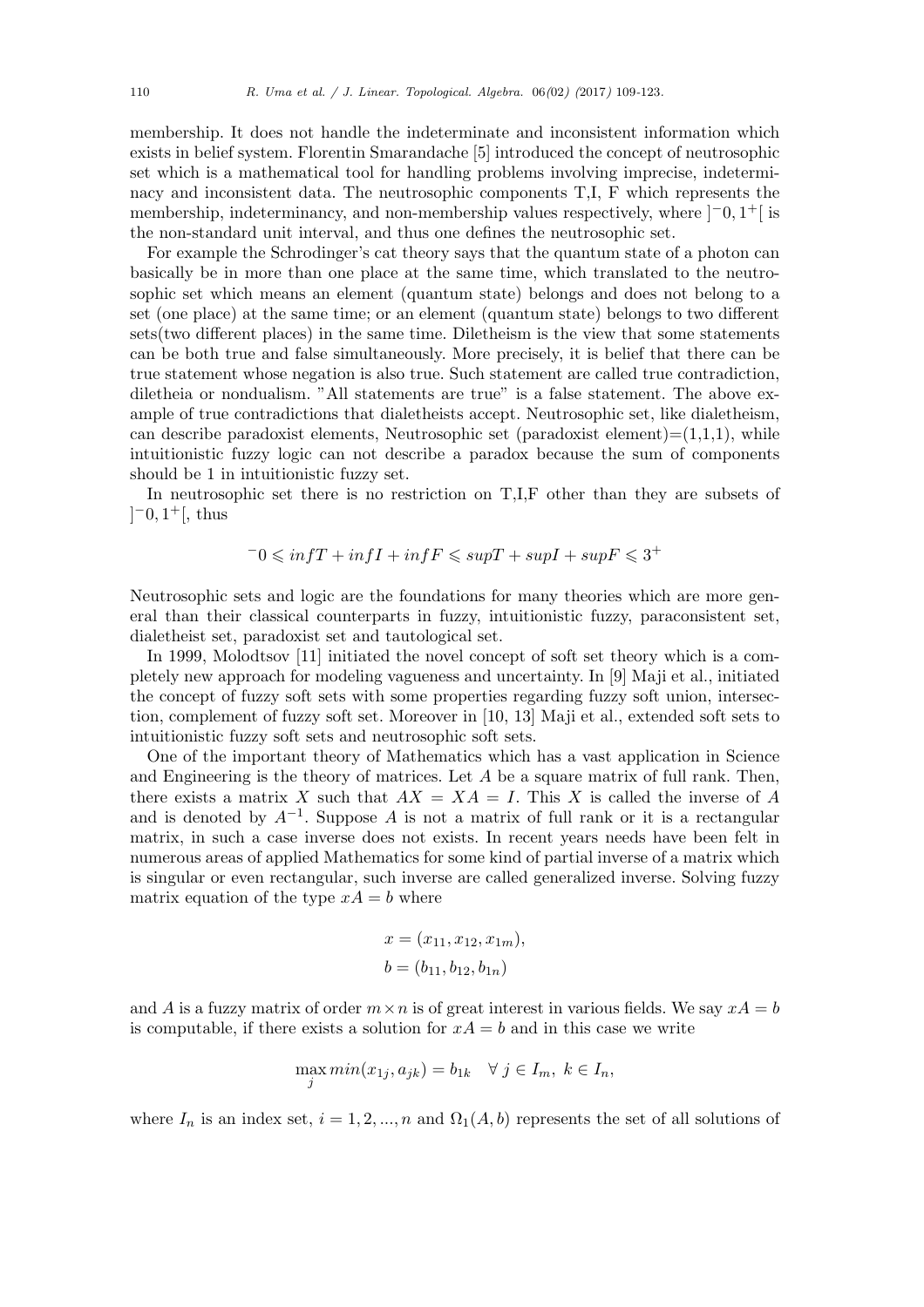membership. It does not handle the indeterminate and inconsistent information which exists in belief system. Florentin Smarandache [5] introduced the concept of neutrosophic set which is a mathematical tool for handling problems involving imprecise, indeterminacy and inconsistent data. The neutrosophic components T,I, F which represents the membership, indeterminancy, and non-membership values respectively, where $]^-0, 1^+[$ is the non-standard unit interval, and thus one defines the neutrosophic set.

For example the Schrodinger's cat theory says that the quantum state of a photon can basically be in more than one place at the same time, which translated to the neutrosophic set which means an element (quantum state) belongs and does not belong to a set (one place) at the same time; or an element (quantum state) belongs to two different sets(two different places) in the same time. Diletheism is the view that some statements can be both true and false simultaneously. More precisely, it is belief that there can be true statement whose negation is also true. Such statement are called true contradiction, diletheia or nondualism. "All statements are true" is a false statement. The above example of true contradictions that dialetheists accept. Neutrosophic set, like dialetheism, can describe paradoxist elements, Neutrosophic set (paradoxist element)=(1,1,1), while intuitionistic fuzzy logic can not describe a paradox because the sum of components should be 1 in intuitionistic fuzzy set.

In neutrosophic set there is no restriction on T,I,F other than they are subsets of $]^-0, 1^+[$, thus

$$^-0 \leqslant infT + infI + infF \leqslant supT + supI + supF \leqslant 3^+$$

Neutrosophic sets and logic are the foundations for many theories which are more general than their classical counterparts in fuzzy, intuitionistic fuzzy, paraconsistent set, dialetheist set, paradoxist set and tautological set.

In 1999, Molodtsov [11] initiated the novel concept of soft set theory which is a completely new approach for modeling vagueness and uncertainty. In [9] Maji et al., initiated the concept of fuzzy soft sets with some properties regarding fuzzy soft union, intersection, complement of fuzzy soft set. Moreover in [10, 13] Maji et al., extended soft sets to intuitionistic fuzzy soft sets and neutrosophic soft sets.

One of the important theory of Mathematics which has a vast application in Science and Engineering is the theory of matrices. Let $A$ be a square matrix of full rank. Then, there exists a matrix $X$ such that $AX = XA = I$. This $X$ is called the inverse of $A$ and is denoted by $A^{-1}$. Suppose $A$ is not a matrix of full rank or it is a rectangular matrix, in such a case inverse does not exists. In recent years needs have been felt in numerous areas of applied Mathematics for some kind of partial inverse of a matrix which is singular or even rectangular, such inverse are called generalized inverse. Solving fuzzy matrix equation of the type $xA = b$ where

$$x = (x_{11}, x_{12}, x_{1m}),$$
$$b = (b_{11}, b_{12}, b_{1n})$$

and $A$ is a fuzzy matrix of order $m \times n$ is of great interest in various fields. We say $xA = b$ is computable, if there exists a solution for $xA = b$ and in this case we write

$$\max_j min(x_{1j}, a_{jk}) = b_{1k} \quad \forall\, j \in I_m,\ k \in I_n,$$

where $I_n$ is an index set, $i = 1, 2, ..., n$ and $\Omega_1(A, b)$ represents the set of all solutions of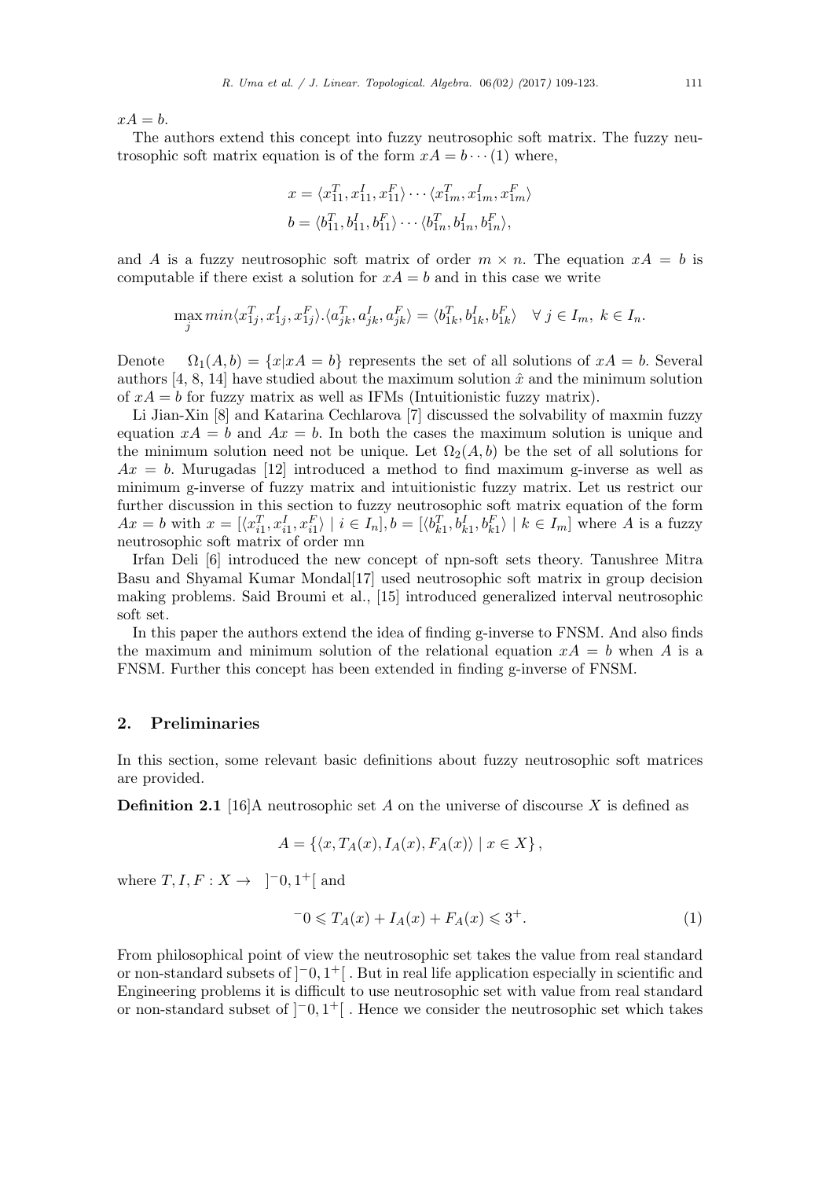$xA = b$.

The authors extend this concept into fuzzy neutrosophic soft matrix. The fuzzy neutrosophic soft matrix equation is of the form $xA = b \cdots (1)$ where,

$$x = \langle x_{11}^T, x_{11}^I, x_{11}^F \rangle \cdots \langle x_{1m}^T, x_{1m}^I, x_{1m}^F \rangle$$
$$b = \langle b_{11}^T, b_{11}^I, b_{11}^F \rangle \cdots \langle b_{1n}^T, b_{1n}^I, b_{1n}^F \rangle,$$

and $A$ is a fuzzy neutrosophic soft matrix of order $m \times n$. The equation $xA = b$ is computable if there exist a solution for $xA = b$ and in this case we write

$$\max_j min\langle x_{1j}^T, x_{1j}^I, x_{1j}^F \rangle . \langle a_{jk}^T, a_{jk}^I, a_{jk}^F \rangle = \langle b_{1k}^T, b_{1k}^I, b_{1k}^F \rangle \quad \forall \; j \in I_m, \; k \in I_n.$$

Denote $\Omega_1(A, b) = \{x | xA = b\}$ represents the set of all solutions of $xA = b$. Several authors [4, 8, 14] have studied about the maximum solution $\hat{x}$ and the minimum solution of $xA = b$ for fuzzy matrix as well as IFMs (Intuitionistic fuzzy matrix).

Li Jian-Xin [8] and Katarina Cechlarova [7] discussed the solvability of maxmin fuzzy equation $xA = b$ and $Ax = b$. In both the cases the maximum solution is unique and the minimum solution need not be unique. Let $\Omega_2(A, b)$ be the set of all solutions for $Ax = b$. Murugadas [12] introduced a method to find maximum g-inverse as well as minimum g-inverse of fuzzy matrix and intuitionistic fuzzy matrix. Let us restrict our further discussion in this section to fuzzy neutrosophic soft matrix equation of the form $Ax = b$ with $x = [\langle x_{i1}^T, x_{i1}^I, x_{i1}^F \rangle \mid i \in I_n], b = [\langle b_{k1}^T, b_{k1}^I, b_{k1}^F \rangle \mid k \in I_m]$ where $A$ is a fuzzy neutrosophic soft matrix of order mn

Irfan Deli [6] introduced the new concept of npn-soft sets theory. Tanushree Mitra Basu and Shyamal Kumar Mondal[17] used neutrosophic soft matrix in group decision making problems. Said Broumi et al., [15] introduced generalized interval neutrosophic soft set.

In this paper the authors extend the idea of finding g-inverse to FNSM. And also finds the maximum and minimum solution of the relational equation $xA = b$ when $A$ is a FNSM. Further this concept has been extended in finding g-inverse of FNSM.

## 2. Preliminaries

In this section, some relevant basic definitions about fuzzy neutrosophic soft matrices are provided.

**Definition 2.1** [16]A neutrosophic set $A$ on the universe of discourse $X$ is defined as

$$A = \{\langle x, T_A(x), I_A(x), F_A(x) \rangle \mid x \in X\},$$

where $T, I, F : X \to \;\; ]^{-}0, 1^{+}[$ and

$$^{-}0 \leqslant T_A(x) + I_A(x) + F_A(x) \leqslant 3^{+}. \tag{1}$$

From philosophical point of view the neutrosophic set takes the value from real standard or non-standard subsets of $]^{-}0, 1^{+}[$ . But in real life application especially in scientific and Engineering problems it is difficult to use neutrosophic set with value from real standard or non-standard subset of $]^{-}0, 1^{+}[$ . Hence we consider the neutrosophic set which takes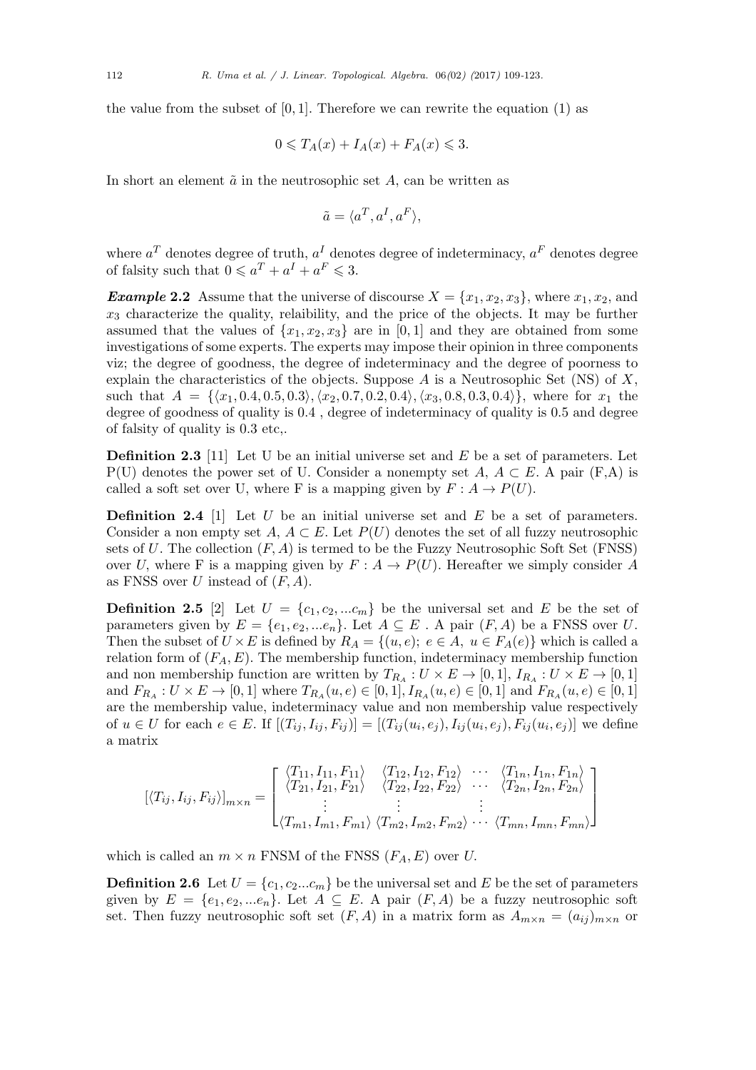the value from the subset of $[0, 1]$. Therefore we can rewrite the equation (1) as

$$0 \leqslant T_A(x) + I_A(x) + F_A(x) \leqslant 3.$$

In short an element $\tilde{a}$ in the neutrosophic set $A$, can be written as

$$\tilde{a} = \langle a^T, a^I, a^F \rangle,$$

where $a^T$ denotes degree of truth, $a^I$ denotes degree of indeterminacy, $a^F$ denotes degree of falsity such that $0 \leqslant a^T + a^I + a^F \leqslant 3$.

***Example* 2.2** Assume that the universe of discourse $X = \{x_1, x_2, x_3\}$, where $x_1, x_2$, and $x_3$ characterize the quality, relaibility, and the price of the objects. It may be further assumed that the values of $\{x_1, x_2, x_3\}$ are in $[0, 1]$ and they are obtained from some investigations of some experts. The experts may impose their opinion in three components viz; the degree of goodness, the degree of indeterminacy and the degree of poorness to explain the characteristics of the objects. Suppose $A$ is a Neutrosophic Set (NS) of $X$, such that $A = \{\langle x_1, 0.4, 0.5, 0.3\rangle, \langle x_2, 0.7, 0.2, 0.4\rangle, \langle x_3, 0.8, 0.3, 0.4\rangle\}$, where for $x_1$ the degree of goodness of quality is 0.4 , degree of indeterminacy of quality is 0.5 and degree of falsity of quality is 0.3 etc,.

**Definition 2.3** [11] Let U be an initial universe set and $E$ be a set of parameters. Let P(U) denotes the power set of U. Consider a nonempty set $A$, $A \subset E$. A pair (F,A) is called a soft set over U, where F is a mapping given by $F : A \to P(U)$.

**Definition 2.4** [1] Let $U$ be an initial universe set and $E$ be a set of parameters. Consider a non empty set $A$, $A \subset E$. Let $P(U)$ denotes the set of all fuzzy neutrosophic sets of $U$. The collection $(F, A)$ is termed to be the Fuzzy Neutrosophic Soft Set (FNSS) over $U$, where F is a mapping given by $F : A \to P(U)$. Hereafter we simply consider $A$ as FNSS over $U$ instead of $(F, A)$.

**Definition 2.5** [2] Let $U = \{c_1, c_2, ...c_m\}$ be the universal set and $E$ be the set of parameters given by $E = \{e_1, e_2, ...e_n\}$. Let $A \subseteq E$ . A pair $(F, A)$ be a FNSS over $U$. Then the subset of $U \times E$ is defined by $R_A = \{(u, e);\ e \in A,\ u \in F_A(e)\}$ which is called a relation form of $(F_A, E)$. The membership function, indeterminacy membership function and non membership function are written by $T_{R_A} : U \times E \to [0, 1]$, $I_{R_A} : U \times E \to [0, 1]$ and $F_{R_A} : U \times E \to [0, 1]$ where $T_{R_A}(u, e) \in [0, 1], I_{R_A}(u, e) \in [0, 1]$ and $F_{R_A}(u, e) \in [0, 1]$ are the membership value, indeterminacy value and non membership value respectively of $u \in U$ for each $e \in E$. If $[(T_{ij}, I_{ij}, F_{ij})] = [(T_{ij}(u_i, e_j), I_{ij}(u_i, e_j), F_{ij}(u_i, e_j)]$ we define a matrix

$$[\langle T_{ij}, I_{ij}, F_{ij}\rangle]_{m\times n} = \begin{bmatrix} \langle T_{11}, I_{11}, F_{11}\rangle & \langle T_{12}, I_{12}, F_{12}\rangle & \cdots & \langle T_{1n}, I_{1n}, F_{1n}\rangle \\ \langle T_{21}, I_{21}, F_{21}\rangle & \langle T_{22}, I_{22}, F_{22}\rangle & \cdots & \langle T_{2n}, I_{2n}, F_{2n}\rangle \\ \vdots & \vdots & & \vdots \\ \langle T_{m1}, I_{m1}, F_{m1}\rangle & \langle T_{m2}, I_{m2}, F_{m2}\rangle & \cdots & \langle T_{mn}, I_{mn}, F_{mn}\rangle \end{bmatrix}$$

which is called an $m \times n$ FNSM of the FNSS $(F_A, E)$ over $U$.

**Definition 2.6** Let $U = \{c_1, c_2...c_m\}$ be the universal set and $E$ be the set of parameters given by $E = \{e_1, e_2, ...e_n\}$. Let $A \subseteq E$. A pair $(F, A)$ be a fuzzy neutrosophic soft set. Then fuzzy neutrosophic soft set $(F, A)$ in a matrix form as $A_{m\times n} = (a_{ij})_{m\times n}$ or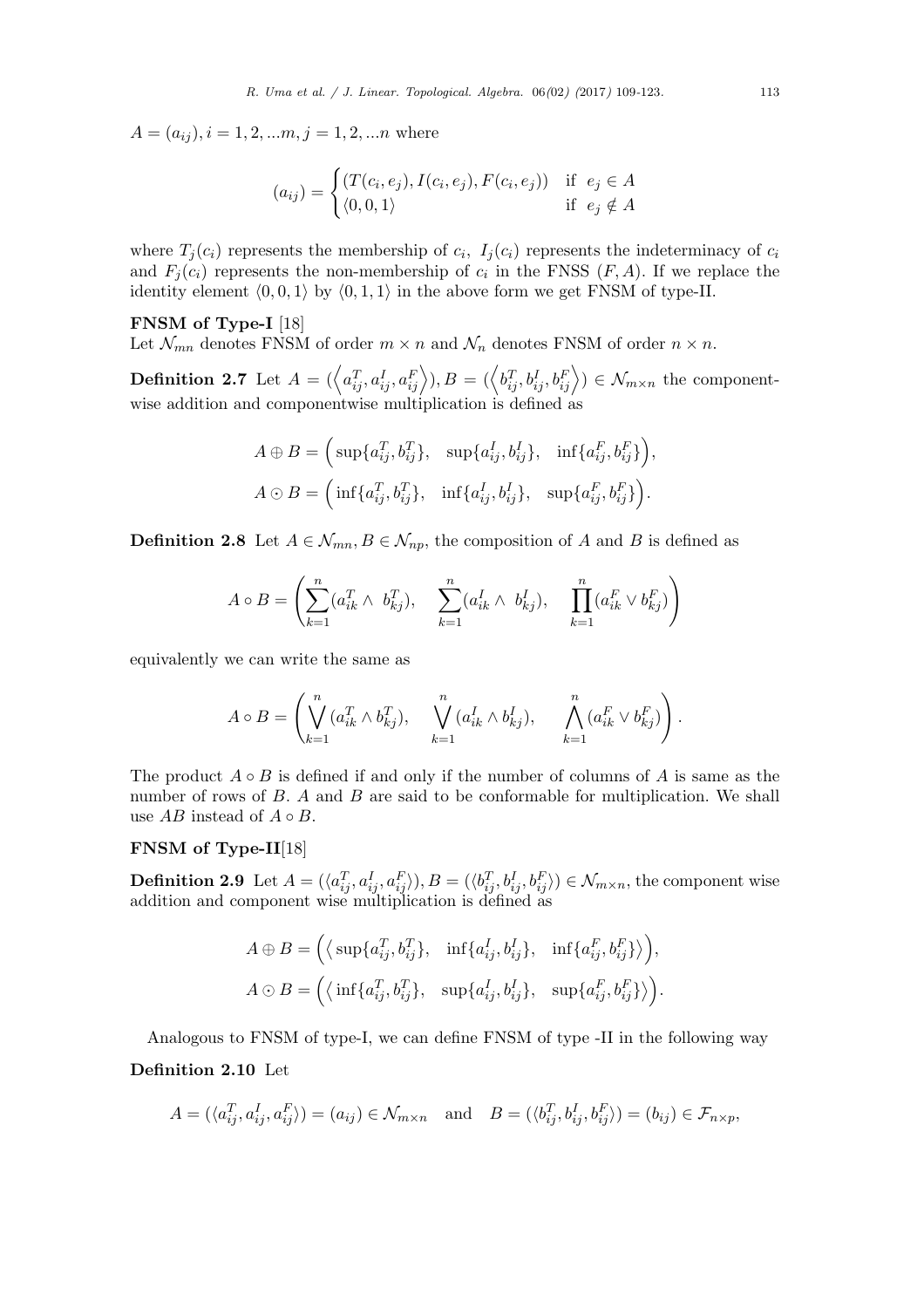$A = (a_{ij}), i = 1, 2, ...m, j = 1, 2, ...n$ where

$$(a_{ij}) = \begin{cases} (T(c_i, e_j), I(c_i, e_j), F(c_i, e_j)) & \text{if } \ e_j \in A \\ \langle 0, 0, 1 \rangle & \text{if } \ e_j \notin A \end{cases}$$

where $T_j(c_i)$ represents the membership of $c_i$, $I_j(c_i)$ represents the indeterminacy of $c_i$ and $F_j(c_i)$ represents the non-membership of $c_i$ in the FNSS $(F, A)$. If we replace the identity element $\langle 0, 0, 1 \rangle$ by $\langle 0, 1, 1 \rangle$ in the above form we get FNSM of type-II.

**FNSM of Type-I** [18]

Let $\mathcal{N}_{mn}$ denotes FNSM of order $m \times n$ and $\mathcal{N}_n$ denotes FNSM of order $n \times n$.

**Definition 2.7** Let $A = (\left\langle a_{ij}^T, a_{ij}^I, a_{ij}^F \right\rangle), B = (\left\langle b_{ij}^T, b_{ij}^I, b_{ij}^F \right\rangle) \in \mathcal{N}_{m \times n}$ the componentwise addition and componentwise multiplication is defined as

$$A \oplus B = \Big( \sup\{a_{ij}^T, b_{ij}^T\}, \quad \sup\{a_{ij}^I, b_{ij}^I\}, \quad \inf\{a_{ij}^F, b_{ij}^F\} \Big),$$

$$A \odot B = \Big( \inf\{a_{ij}^T, b_{ij}^T\}, \quad \inf\{a_{ij}^I, b_{ij}^I\}, \quad \sup\{a_{ij}^F, b_{ij}^F\} \Big).$$

**Definition 2.8** Let $A \in \mathcal{N}_{mn}, B \in \mathcal{N}_{np}$, the composition of $A$ and $B$ is defined as

$$A \circ B = \left( \sum_{k=1}^{n} (a_{ik}^T \wedge \ b_{kj}^T), \quad \sum_{k=1}^{n} (a_{ik}^I \wedge \ b_{kj}^I), \quad \prod_{k=1}^{n} (a_{ik}^F \vee b_{kj}^F) \right)$$

equivalently we can write the same as

$$A \circ B = \left( \bigvee_{k=1}^{n} (a_{ik}^T \wedge b_{kj}^T), \quad \bigvee_{k=1}^{n} (a_{ik}^I \wedge b_{kj}^I), \quad \bigwedge_{k=1}^{n} (a_{ik}^F \vee b_{kj}^F) \right).$$

The product $A \circ B$ is defined if and only if the number of columns of $A$ is same as the number of rows of $B$. $A$ and $B$ are said to be conformable for multiplication. We shall use $AB$ instead of $A \circ B$.

**FNSM of Type-II**[18]

**Definition 2.9** Let $A = (\langle a_{ij}^T, a_{ij}^I, a_{ij}^F \rangle), B = (\langle b_{ij}^T, b_{ij}^I, b_{ij}^F \rangle) \in \mathcal{N}_{m \times n}$, the component wise addition and component wise multiplication is defined as

$$A \oplus B = \Big( \big\langle \sup\{a_{ij}^T, b_{ij}^T\}, \quad \inf\{a_{ij}^I, b_{ij}^I\}, \quad \inf\{a_{ij}^F, b_{ij}^F\} \big\rangle \Big),$$

$$A \odot B = \Big( \big\langle \inf\{a_{ij}^T, b_{ij}^T\}, \quad \sup\{a_{ij}^I, b_{ij}^I\}, \quad \sup\{a_{ij}^F, b_{ij}^F\} \big\rangle \Big).$$

Analogous to FNSM of type-I, we can define FNSM of type -II in the following way

**Definition 2.10** Let

$$A = (\langle a_{ij}^T, a_{ij}^I, a_{ij}^F \rangle) = (a_{ij}) \in \mathcal{N}_{m \times n} \quad \text{and} \quad B = (\langle b_{ij}^T, b_{ij}^I, b_{ij}^F \rangle) = (b_{ij}) \in \mathcal{F}_{n \times p},$$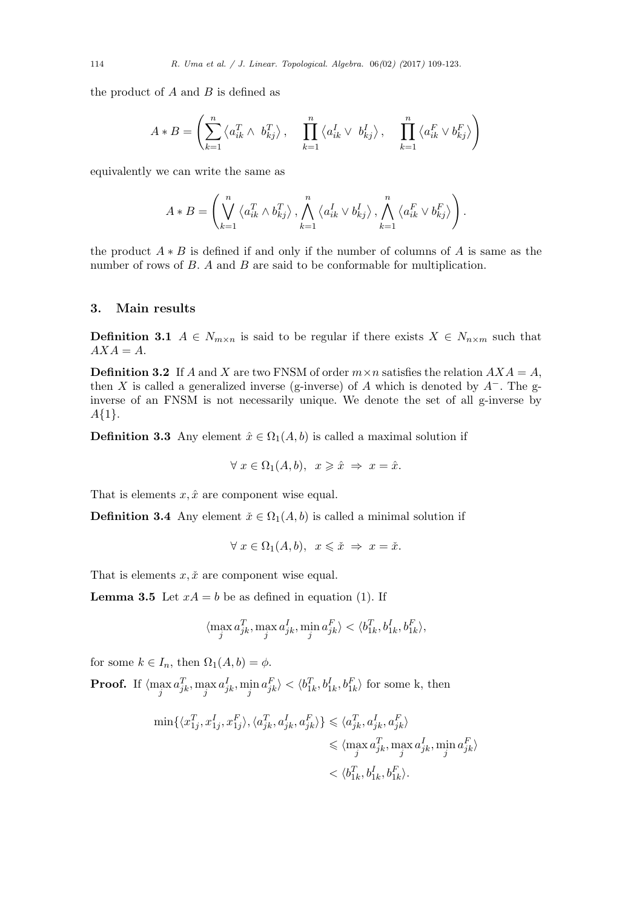the product of $A$ and $B$ is defined as

$$A * B = \left( \sum_{k=1}^{n} \left\langle a_{ik}^{T} \wedge \ b_{kj}^{T} \right\rangle, \quad \prod_{k=1}^{n} \left\langle a_{ik}^{I} \vee \ b_{kj}^{I} \right\rangle, \quad \prod_{k=1}^{n} \left\langle a_{ik}^{F} \vee b_{kj}^{F} \right\rangle \right)$$

equivalently we can write the same as

$$A * B = \left( \bigvee_{k=1}^{n} \left\langle a_{ik}^{T} \wedge b_{kj}^{T} \right\rangle, \bigwedge_{k=1}^{n} \left\langle a_{ik}^{I} \vee b_{kj}^{I} \right\rangle, \bigwedge_{k=1}^{n} \left\langle a_{ik}^{F} \vee b_{kj}^{F} \right\rangle \right).$$

the product $A * B$ is defined if and only if the number of columns of $A$ is same as the number of rows of $B$. $A$ and $B$ are said to be conformable for multiplication.

## 3. Main results

**Definition 3.1** $A \in N_{m\times n}$ is said to be regular if there exists $X \in N_{n\times m}$ such that $AXA = A$.

**Definition 3.2** If $A$ and $X$ are two FNSM of order $m\times n$ satisfies the relation $AXA = A$, then $X$ is called a generalized inverse (g-inverse) of $A$ which is denoted by $A^{-}$. The g-inverse of an FNSM is not necessarily unique. We denote the set of all g-inverse by $A\{1\}$.

**Definition 3.3** Any element $\hat{x} \in \Omega_1(A, b)$ is called a maximal solution if

$$\forall \ x \in \Omega_1(A, b), \ \ x \geqslant \hat{x} \ \Rightarrow \ x = \hat{x}.$$

That is elements $x, \hat{x}$ are component wise equal.

**Definition 3.4** Any element $\check{x} \in \Omega_1(A, b)$ is called a minimal solution if

$$\forall \ x \in \Omega_1(A, b), \ \ x \leqslant \check{x} \ \Rightarrow \ x = \check{x}.$$

That is elements $x, \check{x}$ are component wise equal.

**Lemma 3.5** Let $xA = b$ be as defined in equation (1). If

$$\langle \max_j a_{jk}^{T}, \max_j a_{jk}^{I}, \min_j a_{jk}^{F} \rangle < \langle b_{1k}^{T}, b_{1k}^{I}, b_{1k}^{F} \rangle,$$

for some $k \in I_n$, then $\Omega_1(A, b) = \phi$.

**Proof.** If $\langle \max_j a_{jk}^{T}, \max_j a_{jk}^{I}, \min_j a_{jk}^{F} \rangle < \langle b_{1k}^{T}, b_{1k}^{I}, b_{1k}^{F} \rangle$ for some k, then

$$\begin{aligned} \min\{\langle x_{1j}^{T}, x_{1j}^{I}, x_{1j}^{F} \rangle, \langle a_{jk}^{T}, a_{jk}^{I}, a_{jk}^{F} \rangle\} &\leqslant \langle a_{jk}^{T}, a_{jk}^{I}, a_{jk}^{F} \rangle \\ &\leqslant \langle \max_j a_{jk}^{T}, \max_j a_{jk}^{I}, \min_j a_{jk}^{F} \rangle \\ &< \langle b_{1k}^{T}, b_{1k}^{I}, b_{1k}^{F} \rangle. \end{aligned}$$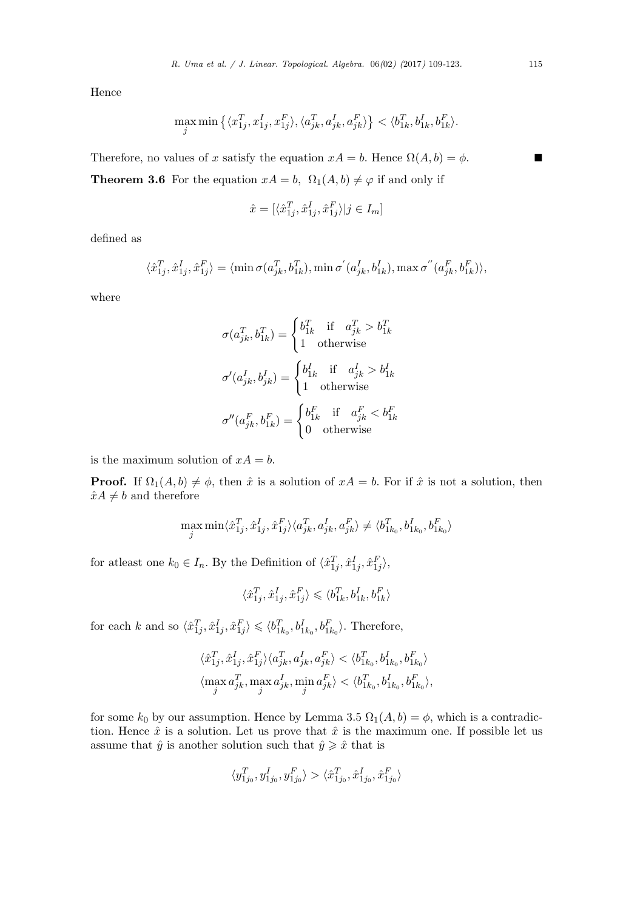Hence

$$\max_j \min \left\{ \langle x^T_{1j}, x^I_{1j}, x^F_{1j} \rangle, \langle a^T_{jk}, a^I_{jk}, a^F_{jk} \rangle \right\} < \langle b^T_{1k}, b^I_{1k}, b^F_{1k} \rangle.$$

Therefore, no values of $x$ satisfy the equation $xA = b$. Hence $\Omega(A, b) = \phi$. ■

**Theorem 3.6** For the equation $xA = b,\ \Omega_1(A, b) \neq \varphi$ if and only if

$$\hat{x} = [\langle \hat{x}^T_{1j}, \hat{x}^I_{1j}, \hat{x}^F_{1j} \rangle | j \in I_m]$$

defined as

$$\langle \hat{x}^T_{1j}, \hat{x}^I_{1j}, \hat{x}^F_{1j} \rangle = \langle \min \sigma(a^T_{jk}, b^T_{1k}), \min \sigma^{'}(a^I_{jk}, b^I_{1k}), \max \sigma^{''}(a^F_{jk}, b^F_{1k}) \rangle,$$

where

$$\sigma(a^T_{jk}, b^T_{1k}) = \begin{cases} b^T_{1k} & \text{if} \quad a^T_{jk} > b^T_{1k} \\ 1 & \text{otherwise} \end{cases}$$

$$\sigma'(a^I_{jk}, b^I_{jk}) = \begin{cases} b^I_{1k} & \text{if} \quad a^I_{jk} > b^I_{1k} \\ 1 & \text{otherwise} \end{cases}$$

$$\sigma''(a^F_{jk}, b^F_{1k}) = \begin{cases} b^F_{1k} & \text{if} \quad a^F_{jk} < b^F_{1k} \\ 0 & \text{otherwise} \end{cases}$$

is the maximum solution of $xA = b$.

**Proof.** If $\Omega_1(A, b) \neq \phi$, then $\hat{x}$ is a solution of $xA = b$. For if $\hat{x}$ is not a solution, then $\hat{x}A \neq b$ and therefore

$$\max_j \min \langle \hat{x}^T_{1j}, \hat{x}^I_{1j}, \hat{x}^F_{1j} \rangle \langle a^T_{jk}, a^I_{jk}, a^F_{jk} \rangle \neq \langle b^T_{1k_0}, b^I_{1k_0}, b^F_{1k_0} \rangle$$

for atleast one $k_0 \in I_n$. By the Definition of $\langle \hat{x}^T_{1j}, \hat{x}^I_{1j}, \hat{x}^F_{1j} \rangle$,

$$\langle \hat{x}^T_{1j}, \hat{x}^I_{1j}, \hat{x}^F_{1j} \rangle \leqslant \langle b^T_{1k}, b^I_{1k}, b^F_{1k} \rangle$$

for each $k$ and so $\langle \hat{x}^T_{1j}, \hat{x}^I_{1j}, \hat{x}^F_{1j} \rangle \leqslant \langle b^T_{1k_0}, b^I_{1k_0}, b^F_{1k_0} \rangle$. Therefore,

$$\langle \hat{x}^T_{1j}, \hat{x}^I_{1j}, \hat{x}^F_{1j} \rangle \langle a^T_{jk}, a^I_{jk}, a^F_{jk} \rangle < \langle b^T_{1k_0}, b^I_{1k_0}, b^F_{1k_0} \rangle$$
$$\langle \max_j a^T_{jk}, \max_j a^I_{jk}, \min_j a^F_{jk} \rangle < \langle b^T_{1k_0}, b^I_{1k_0}, b^F_{1k_0} \rangle,$$

for some $k_0$ by our assumption. Hence by Lemma 3.5 $\Omega_1(A, b) = \phi$, which is a contradiction. Hence $\hat{x}$ is a solution. Let us prove that $\hat{x}$ is the maximum one. If possible let us assume that $\hat{y}$ is another solution such that $\hat{y} \geqslant \hat{x}$ that is

$$\langle y^T_{1j_0}, y^I_{1j_0}, y^F_{1j_0} \rangle > \langle \hat{x}^T_{1j_0}, \hat{x}^I_{1j_0}, \hat{x}^F_{1j_0} \rangle$$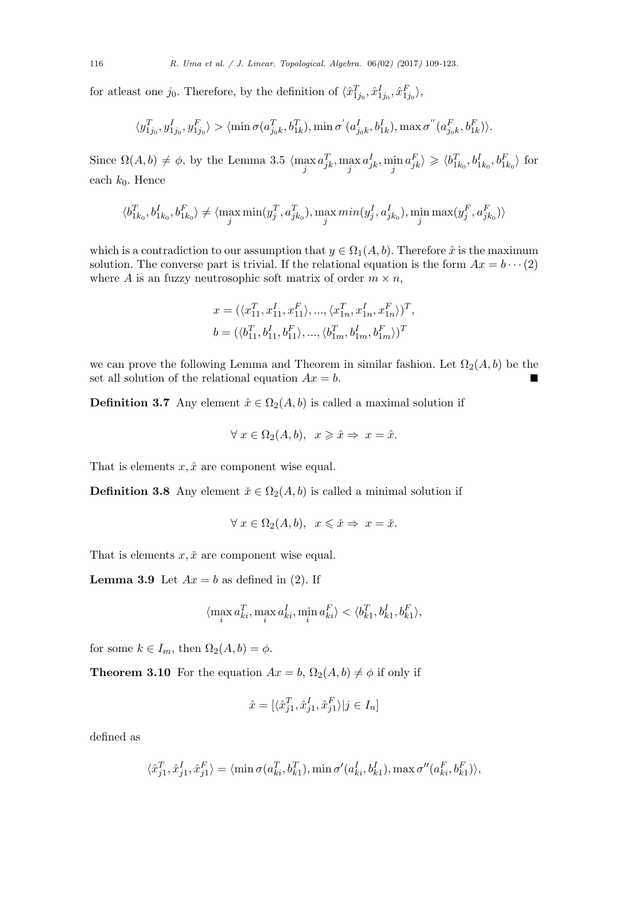for atleast one $j_0$. Therefore, by the definition of $\langle \hat{x}^T_{1j_0}, \hat{x}^I_{1j_0}, \hat{x}^F_{1j_0} \rangle$,

$$\langle y^T_{1j_0}, y^I_{1j_0}, y^F_{1j_0} \rangle > \langle \min \sigma(a^T_{j_0k}, b^T_{1k}), \min \sigma^{'}(a^I_{j_0k}, b^I_{1k}), \max \sigma^{''}(a^F_{j_0k}, b^F_{1k}) \rangle.$$

Since $\Omega(A, b) \neq \phi$, by the Lemma 3.5 $\langle \max_j a^T_{jk}, \max_j a^I_{jk}, \min_j a^F_{jk} \rangle \geqslant \langle b^T_{1k_0}, b^I_{1k_0}, b^F_{1k_0} \rangle$ for each $k_0$. Hence

$$\langle b^T_{1k_0}, b^I_{1k_0}, b^F_{1k_0} \rangle \neq \langle \max_j \min(y^T_j, a^T_{jk_0}), \max_j min(y^I_j, a^I_{jk_0}), \min_j \max(y^F_j, a^F_{jk_0}) \rangle$$

which is a contradiction to our assumption that $y \in \Omega_1(A, b)$. Therefore $\hat{x}$ is the maximum solution. The converse part is trivial. If the relational equation is the form $Ax = b \cdots (2)$ where $A$ is an fuzzy neutrosophic soft matrix of order $m \times n$,

$$x = (\langle x^T_{11}, x^I_{11}, x^F_{11} \rangle, ..., \langle x^T_{1n}, x^I_{1n}, x^F_{1n} \rangle)^T,$$
$$b = (\langle b^T_{11}, b^I_{11}, b^F_{11} \rangle, ..., \langle b^T_{1m}, b^I_{1m}, b^F_{1m} \rangle)^T$$

we can prove the following Lemma and Theorem in similar fashion. Let $\Omega_2(A, b)$ be the set all solution of the relational equation $Ax = b$. ■

**Definition 3.7** Any element $\hat{x} \in \Omega_2(A, b)$ is called a maximal solution if

$$\forall \ x \in \Omega_2(A, b), \ \ x \geqslant \hat{x} \Rightarrow \ x = \hat{x}.$$

That is elements $x, \hat{x}$ are component wise equal.

**Definition 3.8** Any element $\check{x} \in \Omega_2(A, b)$ is called a minimal solution if

$$\forall \ x \in \Omega_2(A, b), \ \ x \leqslant \check{x} \Rightarrow \ x = \check{x}.$$

That is elements $x, \check{x}$ are component wise equal.

**Lemma 3.9** Let $Ax = b$ as defined in (2). If

$$\langle \max_i a^T_{ki}, \max_i a^I_{ki}, \min_i a^F_{ki} \rangle < \langle b^T_{k1}, b^I_{k1}, b^F_{k1} \rangle,$$

for some $k \in I_m$, then $\Omega_2(A, b) = \phi$.

**Theorem 3.10** For the equation $Ax = b$, $\Omega_2(A, b) \neq \phi$ if only if

$$\hat{x} = [\langle \hat{x}^T_{j1}, \hat{x}^I_{j1}, \hat{x}^F_{j1} \rangle | j \in I_n]$$

defined as

$$\langle \hat{x}^T_{j1}, \hat{x}^I_{j1}, \hat{x}^F_{j1} \rangle = \langle \min \sigma(a^T_{ki}, b^T_{k1}), \min \sigma'(a^I_{ki}, b^I_{k1}), \max \sigma''(a^F_{ki}, b^F_{k1}) \rangle,$$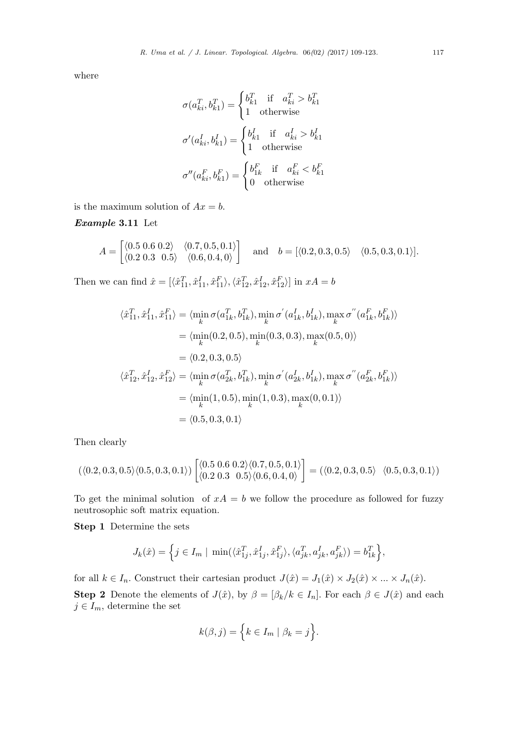where

$$\sigma(a_{ki}^T, b_{k1}^T) = \begin{cases} b_{k1}^T & \text{if} \quad a_{ki}^T > b_{k1}^T \\ 1 & \text{otherwise} \end{cases}$$

$$\sigma'(a_{ki}^I, b_{k1}^I) = \begin{cases} b_{k1}^I & \text{if} \quad a_{ki}^I > b_{k1}^I \\ 1 & \text{otherwise} \end{cases}$$

$$\sigma''(a_{ki}^F, b_{k1}^F) = \begin{cases} b_{1k}^F & \text{if} \quad a_{ki}^F < b_{k1}^F \\ 0 & \text{otherwise} \end{cases}$$

is the maximum solution of $Ax = b$.

***Example* 3.11** Let

$$A = \begin{bmatrix} \langle 0.5 \; 0.6 \; 0.2 \rangle & \langle 0.7, 0.5, 0.1 \rangle \\ \langle 0.2 \; 0.3 \;\; 0.5 \rangle & \langle 0.6, 0.4, 0 \rangle \end{bmatrix} \quad \text{and} \quad b = [\langle 0.2, 0.3, 0.5 \rangle \quad \langle 0.5, 0.3, 0.1 \rangle].$$

Then we can find $\hat{x} = [\langle \hat{x}_{11}^T, \hat{x}_{11}^I, \hat{x}_{11}^F \rangle, \langle \hat{x}_{12}^T, \hat{x}_{12}^I, \hat{x}_{12}^F \rangle]$ in $xA = b$

$$\begin{aligned}
\langle \hat{x}_{11}^T, \hat{x}_{11}^I, \hat{x}_{11}^F \rangle &= \langle \min_k \sigma(a_{1k}^T, b_{1k}^T), \min_k \sigma^{'}(a_{1k}^I, b_{1k}^I), \max_k \sigma^{''}(a_{1k}^F, b_{1k}^F) \rangle \\
&= \langle \min_k(0.2, 0.5), \min_k(0.3, 0.3), \max_k(0.5, 0) \rangle \\
&= \langle 0.2, 0.3, 0.5 \rangle \\
\langle \hat{x}_{12}^T, \hat{x}_{12}^I, \hat{x}_{12}^F \rangle &= \langle \min_k \sigma(a_{2k}^T, b_{1k}^T), \min_k \sigma^{'}(a_{2k}^I, b_{1k}^I), \max_k \sigma^{''}(a_{2k}^F, b_{1k}^F) \rangle \\
&= \langle \min_k(1, 0.5), \min_k(1, 0.3), \max_k(0, 0.1) \rangle \\
&= \langle 0.5, 0.3, 0.1 \rangle
\end{aligned}$$

Then clearly

$$(\langle 0.2, 0.3, 0.5 \rangle \langle 0.5, 0.3, 0.1 \rangle) \begin{bmatrix} \langle 0.5 \; 0.6 \; 0.2 \rangle \langle 0.7, 0.5, 0.1 \rangle \\ \langle 0.2 \; 0.3 \;\; 0.5 \rangle \langle 0.6, 0.4, 0 \rangle \end{bmatrix} = (\langle 0.2, 0.3, 0.5 \rangle \quad \langle 0.5, 0.3, 0.1 \rangle)$$

To get the minimal solution of $xA = b$ we follow the procedure as followed for fuzzy neutrosophic soft matrix equation.

**Step 1** Determine the sets

$$J_k(\hat{x}) = \Big\{ j \in I_m \mid \min(\langle \hat{x}_{1j}^T, \hat{x}_{1j}^I, \hat{x}_{1j}^F \rangle, \langle a_{jk}^T, a_{jk}^I, a_{jk}^F \rangle) = b_{1k}^T \Big\},$$

for all $k \in I_n$. Construct their cartesian product $J(\hat{x}) = J_1(\hat{x}) \times J_2(\hat{x}) \times ... \times J_n(\hat{x})$.

**Step 2** Denote the elements of $J(\hat{x})$, by $\beta = [\beta_k / k \in I_n]$. For each $\beta \in J(\hat{x})$ and each $j \in I_m$, determine the set

$$k(\beta, j) = \Big\{ k \in I_m \mid \beta_k = j \Big\}.$$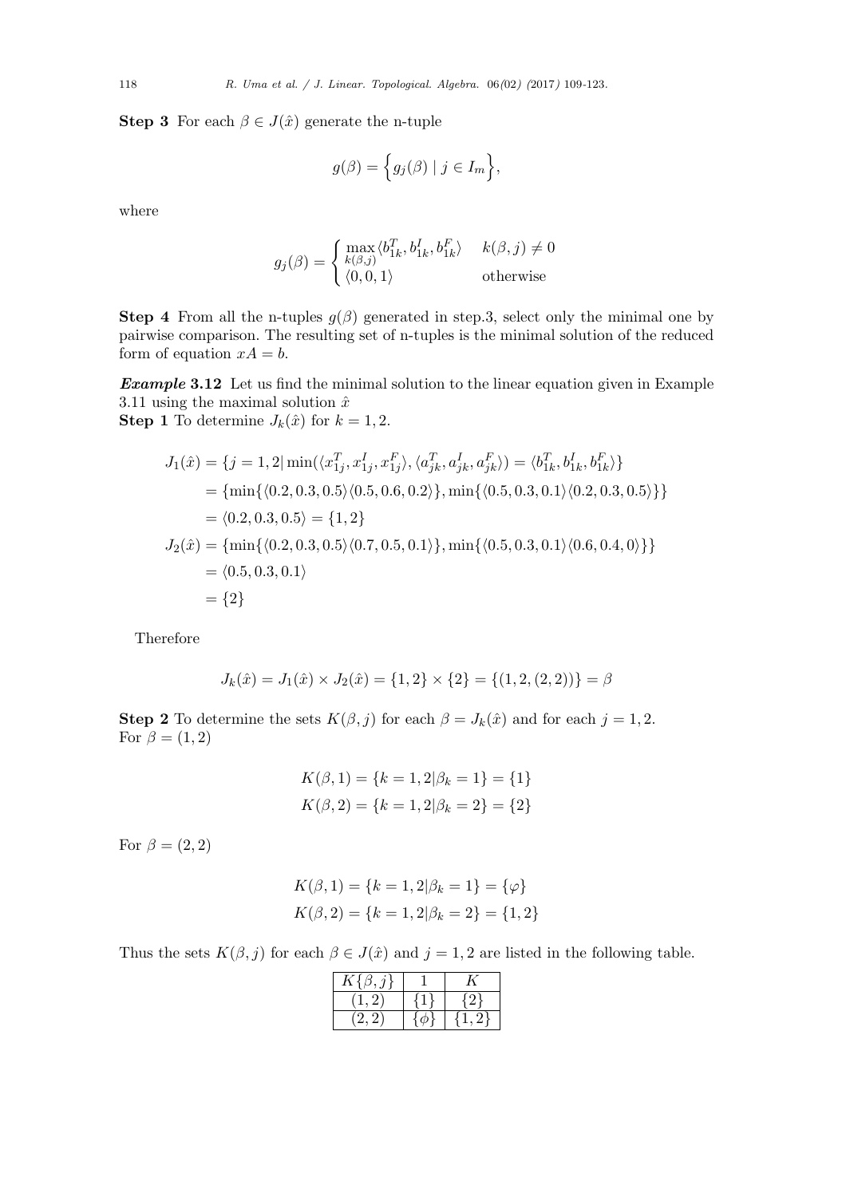**Step 3** For each $\beta \in J(\hat{x})$ generate the n-tuple

$$g(\beta) = \Big\{ g_j(\beta) \mid j \in I_m \Big\},$$

where

$$g_j(\beta) = \begin{cases} \max\limits_{k(\beta,j)} \langle b_{1k}^T, b_{1k}^I, b_{1k}^F \rangle & k(\beta, j) \neq 0 \\ \langle 0, 0, 1 \rangle & \text{otherwise} \end{cases}$$

**Step 4** From all the n-tuples $g(\beta)$ generated in step.3, select only the minimal one by pairwise comparison. The resulting set of n-tuples is the minimal solution of the reduced form of equation $xA = b$.

***Example* 3.12** Let us find the minimal solution to the linear equation given in Example 3.11 using the maximal solution $\hat{x}$

**Step 1** To determine $J_k(\hat{x})$ for $k = 1, 2$.

$$\begin{aligned}
J_1(\hat{x}) &= \{ j = 1, 2 | \min(\langle x_{1j}^T, x_{1j}^I, x_{1j}^F \rangle, \langle a_{jk}^T, a_{jk}^I, a_{jk}^F \rangle) = \langle b_{1k}^T, b_{1k}^I, b_{1k}^F \rangle \} \\
&= \{ \min\{ \langle 0.2, 0.3, 0.5 \rangle \langle 0.5, 0.6, 0.2 \rangle \}, \min\{ \langle 0.5, 0.3, 0.1 \rangle \langle 0.2, 0.3, 0.5 \rangle \} \} \\
&= \langle 0.2, 0.3, 0.5 \rangle = \{1, 2\} \\
J_2(\hat{x}) &= \{ \min\{ \langle 0.2, 0.3, 0.5 \rangle \langle 0.7, 0.5, 0.1 \rangle \}, \min\{ \langle 0.5, 0.3, 0.1 \rangle \langle 0.6, 0.4, 0 \rangle \} \} \\
&= \langle 0.5, 0.3, 0.1 \rangle \\
&= \{2\}
\end{aligned}$$

Therefore

$$J_k(\hat{x}) = J_1(\hat{x}) \times J_2(\hat{x}) = \{1, 2\} \times \{2\} = \{(1, 2, (2, 2))\} = \beta$$

**Step 2** To determine the sets $K(\beta, j)$ for each $\beta = J_k(\hat{x})$ and for each $j = 1, 2$.
For $\beta = (1, 2)$

$$K(\beta, 1) = \{ k = 1, 2 | \beta_k = 1 \} = \{1\}$$
$$K(\beta, 2) = \{ k = 1, 2 | \beta_k = 2 \} = \{2\}$$

For $\beta = (2, 2)$

$$K(\beta, 1) = \{ k = 1, 2 | \beta_k = 1 \} = \{\varphi\}$$
$$K(\beta, 2) = \{ k = 1, 2 | \beta_k = 2 \} = \{1, 2\}$$

Thus the sets $K(\beta, j)$ for each $\beta \in J(\hat{x})$ and $j = 1, 2$ are listed in the following table.

| $K\{\beta, j\}$ | 1 | $K$ |
|---|---|---|
| $(1, 2)$ | $\{1\}$ | $\{2\}$ |
| $(2, 2)$ | $\{\phi\}$ | $\{1, 2\}$ |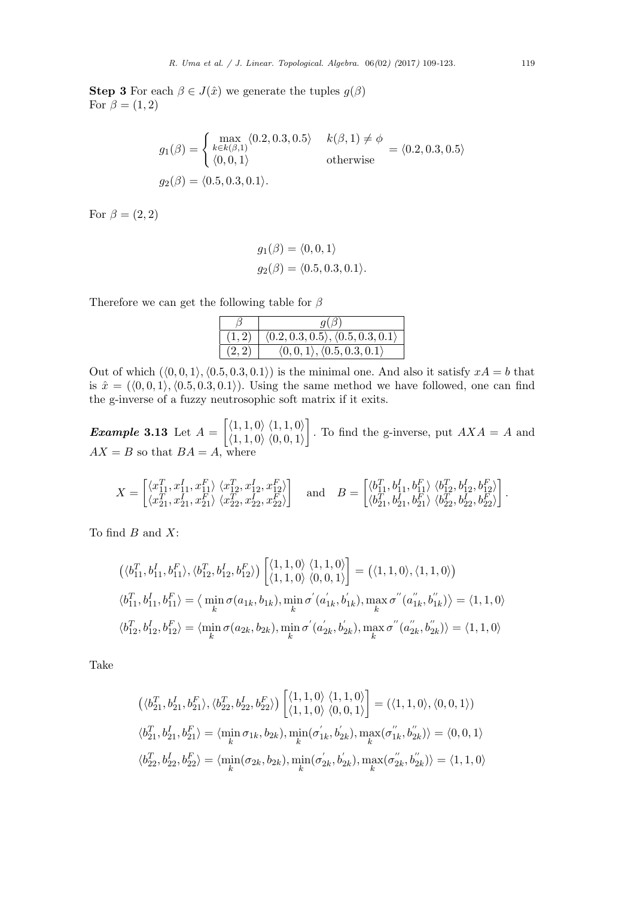**Step 3** For each $\beta \in J(\hat{x})$ we generate the tuples $g(\beta)$
For $\beta = (1,2)$

$$g_1(\beta) = \begin{cases} \max\limits_{k \in k(\beta,1)} \langle 0.2, 0.3, 0.5\rangle & k(\beta,1) \neq \phi \\ \langle 0,0,1\rangle & \text{otherwise} \end{cases} = \langle 0.2, 0.3, 0.5\rangle$$

$$g_2(\beta) = \langle 0.5, 0.3, 0.1\rangle.$$

For $\beta = (2,2)$

$$g_1(\beta) = \langle 0,0,1\rangle$$

$$g_2(\beta) = \langle 0.5, 0.3, 0.1\rangle.$$

Therefore we can get the following table for $\beta$

| $\beta$ | $g(\beta)$ |
|---|---|
| $(1,2)$ | $\langle 0.2, 0.3, 0.5\rangle, \langle 0.5, 0.3, 0.1\rangle$ |
| $(2,2)$ | $\langle 0,0,1\rangle, \langle 0.5, 0.3, 0.1\rangle$ |

Out of which $(\langle 0,0,1\rangle, \langle 0.5, 0.3, 0.1\rangle)$ is the minimal one. And also it satisfy $xA = b$ that is $\hat{x} = (\langle 0,0,1\rangle, \langle 0.5, 0.3, 0.1\rangle)$. Using the same method we have followed, one can find the g-inverse of a fuzzy neutrosophic soft matrix if it exits.

***Example* 3.13** Let $A = \begin{bmatrix} \langle 1,1,0\rangle & \langle 1,1,0\rangle \\ \langle 1,1,0\rangle & \langle 0,0,1\rangle \end{bmatrix}$. To find the g-inverse, put $AXA = A$ and $AX = B$ so that $BA = A$, where

$$X = \begin{bmatrix} \langle x_{11}^T, x_{11}^I, x_{11}^F\rangle & \langle x_{12}^T, x_{12}^I, x_{12}^F\rangle \\ \langle x_{21}^T, x_{21}^I, x_{21}^F\rangle & \langle x_{22}^T, x_{22}^I, x_{22}^F\rangle \end{bmatrix} \quad \text{and} \quad B = \begin{bmatrix} \langle b_{11}^T, b_{11}^I, b_{11}^F\rangle & \langle b_{12}^T, b_{12}^I, b_{12}^F\rangle \\ \langle b_{21}^T, b_{21}^I, b_{21}^F\rangle & \langle b_{22}^T, b_{22}^I, b_{22}^F\rangle \end{bmatrix}.$$

To find $B$ and $X$:

$$\left(\langle b_{11}^T, b_{11}^I, b_{11}^F\rangle, \langle b_{12}^T, b_{12}^I, b_{12}^F\rangle\right) \begin{bmatrix} \langle 1,1,0\rangle & \langle 1,1,0\rangle \\ \langle 1,1,0\rangle & \langle 0,0,1\rangle \end{bmatrix} = \left(\langle 1,1,0\rangle, \langle 1,1,0\rangle\right)$$

$$\langle b_{11}^T, b_{11}^I, b_{11}^F\rangle = \big\langle \min_k \sigma(a_{1k}, b_{1k}), \min_k \sigma'(a'_{1k}, b'_{1k}), \max_k \sigma''(a''_{1k}, b''_{1k})\big\rangle = \langle 1,1,0\rangle$$

$$\langle b_{12}^T, b_{12}^I, b_{12}^F\rangle = \langle \min_k \sigma(a_{2k}, b_{2k}), \min_k \sigma'(a'_{2k}, b'_{2k}), \max_k \sigma''(a''_{2k}, b''_{2k})\rangle = \langle 1,1,0\rangle$$

Take

$$\left(\langle b_{21}^T, b_{21}^I, b_{21}^F\rangle, \langle b_{22}^T, b_{22}^I, b_{22}^F\rangle\right) \begin{bmatrix} \langle 1,1,0\rangle & \langle 1,1,0\rangle \\ \langle 1,1,0\rangle & \langle 0,0,1\rangle \end{bmatrix} = \left(\langle 1,1,0\rangle, \langle 0,0,1\rangle\right)$$

$$\langle b_{21}^T, b_{21}^I, b_{21}^F\rangle = \langle \min_k \sigma_{1k}, b_{2k}), \min_k(\sigma'_{1k}, b'_{2k}), \max_k(\sigma''_{1k}, b''_{2k})\rangle = \langle 0,0,1\rangle$$

$$\langle b_{22}^T, b_{22}^I, b_{22}^F\rangle = \langle \min_k(\sigma_{2k}, b_{2k}), \min_k(\sigma'_{2k}, b'_{2k}), \max_k(\sigma''_{2k}, b''_{2k})\rangle = \langle 1,1,0\rangle$$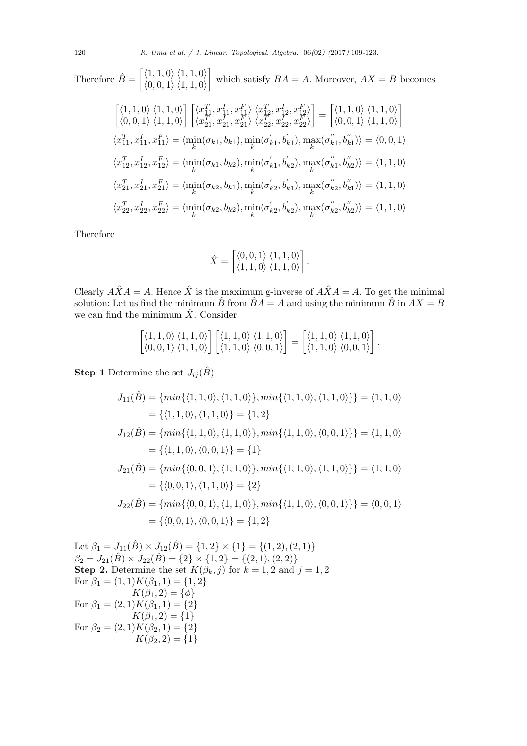Therefore $\hat{B} = \begin{bmatrix} \langle 1,1,0\rangle & \langle 1,1,0\rangle \\ \langle 0,0,1\rangle & \langle 1,1,0\rangle \end{bmatrix}$ which satisfy $BA = A$. Moreover, $AX = B$ becomes

$$\begin{bmatrix} \langle 1,1,0\rangle & \langle 1,1,0\rangle \\ \langle 0,0,1\rangle & \langle 1,1,0\rangle \end{bmatrix} \begin{bmatrix} \langle x_{11}^T, x_{11}^I, x_{11}^F\rangle & \langle x_{12}^T, x_{12}^I, x_{12}^F\rangle \\ \langle x_{21}^T, x_{21}^I, x_{21}^F\rangle & \langle x_{22}^T, x_{22}^I, x_{22}^F\rangle \end{bmatrix} = \begin{bmatrix} \langle 1,1,0\rangle & \langle 1,1,0\rangle \\ \langle 0,0,1\rangle & \langle 1,1,0\rangle \end{bmatrix}$$

$$\langle x_{11}^T, x_{11}^I, x_{11}^F\rangle = \langle \min_k(\sigma_{k1}, b_{k1}), \min_k(\sigma'_{k1}, b'_{k1}), \max_k(\sigma''_{k1}, b''_{k1})\rangle = \langle 0,0,1\rangle$$

$$\langle x_{12}^T, x_{12}^I, x_{12}^F\rangle = \langle \min_k(\sigma_{k1}, b_{k2}), \min_k(\sigma'_{k1}, b'_{k2}), \max_k(\sigma''_{k1}, b''_{k2})\rangle = \langle 1,1,0\rangle$$

$$\langle x_{21}^T, x_{21}^I, x_{21}^F\rangle = \langle \min_k(\sigma_{k2}, b_{k1}), \min_k(\sigma'_{k2}, b'_{k1}), \max_k(\sigma''_{k2}, b''_{k1})\rangle = \langle 1,1,0\rangle$$

$$\langle x_{22}^T, x_{22}^I, x_{22}^F\rangle = \langle \min_k(\sigma_{k2}, b_{k2}), \min_k(\sigma'_{k2}, b'_{k2}), \max_k(\sigma''_{k2}, b''_{k2})\rangle = \langle 1,1,0\rangle$$

Therefore

$$\hat{X} = \begin{bmatrix} \langle 0,0,1\rangle & \langle 1,1,0\rangle \\ \langle 1,1,0\rangle & \langle 1,1,0\rangle \end{bmatrix}.$$

Clearly $A\hat{X}A = A$. Hence $\hat{X}$ is the maximum g-inverse of $A\hat{X}A = A$. To get the minimal solution: Let us find the minimum $\hat{B}$ from $\hat{B}A = A$ and using the minimum $\hat{B}$ in $AX = B$ we can find the minimum $\hat{X}$. Consider

$$\begin{bmatrix} \langle 1,1,0\rangle & \langle 1,1,0\rangle \\ \langle 0,0,1\rangle & \langle 1,1,0\rangle \end{bmatrix} \begin{bmatrix} \langle 1,1,0\rangle & \langle 1,1,0\rangle \\ \langle 1,1,0\rangle & \langle 0,0,1\rangle \end{bmatrix} = \begin{bmatrix} \langle 1,1,0\rangle & \langle 1,1,0\rangle \\ \langle 1,1,0\rangle & \langle 0,0,1\rangle \end{bmatrix}.$$

**Step 1** Determine the set $J_{ij}(\hat{B})$

$$\begin{aligned}
J_{11}(\hat{B}) &= \{min\{\langle 1,1,0\rangle, \langle 1,1,0\rangle\}, min\{\langle 1,1,0\rangle, \langle 1,1,0\rangle\}\} = \langle 1,1,0\rangle \\
&= \{\langle 1,1,0\rangle, \langle 1,1,0\rangle\} = \{1,2\} \\
J_{12}(\hat{B}) &= \{min\{\langle 1,1,0\rangle, \langle 1,1,0\rangle\}, min\{\langle 1,1,0\rangle, \langle 0,0,1\rangle\}\} = \langle 1,1,0\rangle \\
&= \{\langle 1,1,0\rangle, \langle 0,0,1\rangle\} = \{1\} \\
J_{21}(\hat{B}) &= \{min\{\langle 0,0,1\rangle, \langle 1,1,0\rangle\}, min\{\langle 1,1,0\rangle, \langle 1,1,0\rangle\}\} = \langle 1,1,0\rangle \\
&= \{\langle 0,0,1\rangle, \langle 1,1,0\rangle\} = \{2\} \\
J_{22}(\hat{B}) &= \{min\{\langle 0,0,1\rangle, \langle 1,1,0\rangle\}, min\{\langle 1,1,0\rangle, \langle 0,0,1\rangle\}\} = \langle 0,0,1\rangle \\
&= \{\langle 0,0,1\rangle, \langle 0,0,1\rangle\} = \{1,2\}
\end{aligned}$$

Let $\beta_1 = J_{11}(\hat{B}) \times J_{12}(\hat{B}) = \{1,2\} \times \{1\} = \{(1,2),(2,1)\}$
$\beta_2 = J_{21}(\hat{B}) \times J_{22}(\hat{B}) = \{2\} \times \{1,2\} = \{(2,1),(2,2)\}$
**Step 2.** Determine the set $K(\beta_k, j)$ for $k = 1,2$ and $j = 1,2$
For $\beta_1 = (1,1) K(\beta_1, 1) = \{1,2\}$
$K(\beta_1, 2) = \{\phi\}$
For $\beta_1 = (2,1) K(\beta_1, 1) = \{2\}$
$K(\beta_1, 2) = \{1\}$
For $\beta_2 = (2,1) K(\beta_2, 1) = \{2\}$
$K(\beta_2, 2) = \{1\}$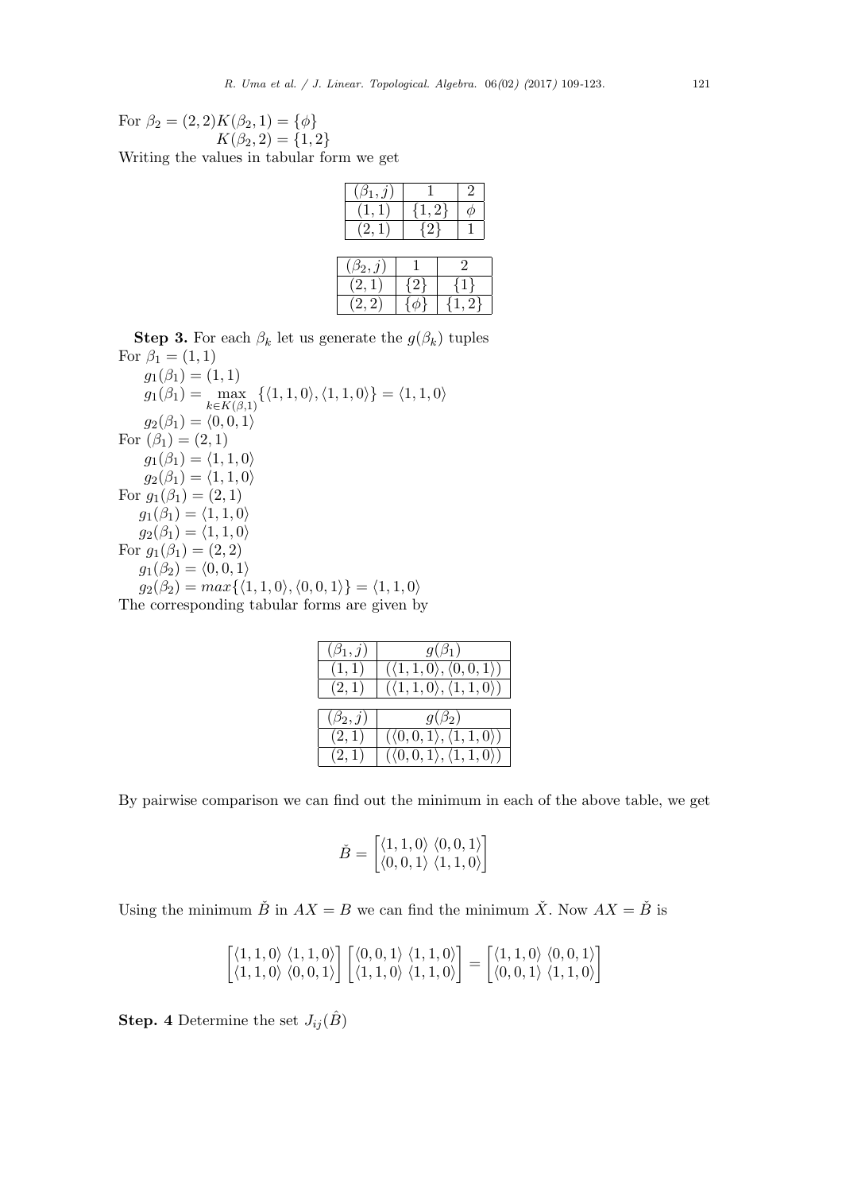For $\beta_2 = (2,2) K(\beta_2, 1) = \{\phi\}$
$K(\beta_2, 2) = \{1,2\}$
Writing the values in tabular form we get

| $(\beta_1, j)$ | 1 | 2 |
|---|---|---|
| $(1,1)$ | $\{1,2\}$ | $\phi$ |
| $(2,1)$ | $\{2\}$ | 1 |

| $(\beta_2, j)$ | 1 | 2 |
|---|---|---|
| $(2,1)$ | $\{2\}$ | $\{1\}$ |
| $(2,2)$ | $\{\phi\}$ | $\{1,2\}$ |

**Step 3.** For each $\beta_k$ let us generate the $g(\beta_k)$ tuples
For $\beta_1 = (1,1)$
$g_1(\beta_1) = (1,1)$
$g_1(\beta_1) = \max\limits_{k \in K(\beta,1)} \{\langle 1,1,0\rangle, \langle 1,1,0\rangle\} = \langle 1,1,0\rangle$
$g_2(\beta_1) = \langle 0,0,1\rangle$
For $(\beta_1) = (2,1)$
$g_1(\beta_1) = \langle 1,1,0\rangle$
$g_2(\beta_1) = \langle 1,1,0\rangle$
For $g_1(\beta_1) = (2,1)$
$g_1(\beta_1) = \langle 1,1,0\rangle$
$g_2(\beta_1) = \langle 1,1,0\rangle$
For $g_1(\beta_1) = (2,2)$
$g_1(\beta_2) = \langle 0,0,1\rangle$
$g_2(\beta_2) = max\{\langle 1,1,0\rangle, \langle 0,0,1\rangle\} = \langle 1,1,0\rangle$
The corresponding tabular forms are given by

| $(\beta_1, j)$ | $g(\beta_1)$ |
|---|---|
| $(1,1)$ | $(\langle 1,1,0\rangle, \langle 0,0,1\rangle)$ |
| $(2,1)$ | $(\langle 1,1,0\rangle, \langle 1,1,0\rangle)$ |

| $(\beta_2, j)$ | $g(\beta_2)$ |
|---|---|
| $(2,1)$ | $(\langle 0,0,1\rangle, \langle 1,1,0\rangle)$ |
| $(2,1)$ | $(\langle 0,0,1\rangle, \langle 1,1,0\rangle)$ |

By pairwise comparison we can find out the minimum in each of the above table, we get

$$\check{B} = \begin{bmatrix} \langle 1,1,0\rangle & \langle 0,0,1\rangle \\ \langle 0,0,1\rangle & \langle 1,1,0\rangle \end{bmatrix}$$

Using the minimum $\check{B}$ in $AX = B$ we can find the minimum $\check{X}$. Now $AX = \check{B}$ is

$$\begin{bmatrix} \langle 1,1,0\rangle & \langle 1,1,0\rangle \\ \langle 1,1,0\rangle & \langle 0,0,1\rangle \end{bmatrix} \begin{bmatrix} \langle 0,0,1\rangle & \langle 1,1,0\rangle \\ \langle 1,1,0\rangle & \langle 1,1,0\rangle \end{bmatrix} = \begin{bmatrix} \langle 1,1,0\rangle & \langle 0,0,1\rangle \\ \langle 0,0,1\rangle & \langle 1,1,0\rangle \end{bmatrix}$$

**Step. 4** Determine the set $J_{ij}(\hat{B})$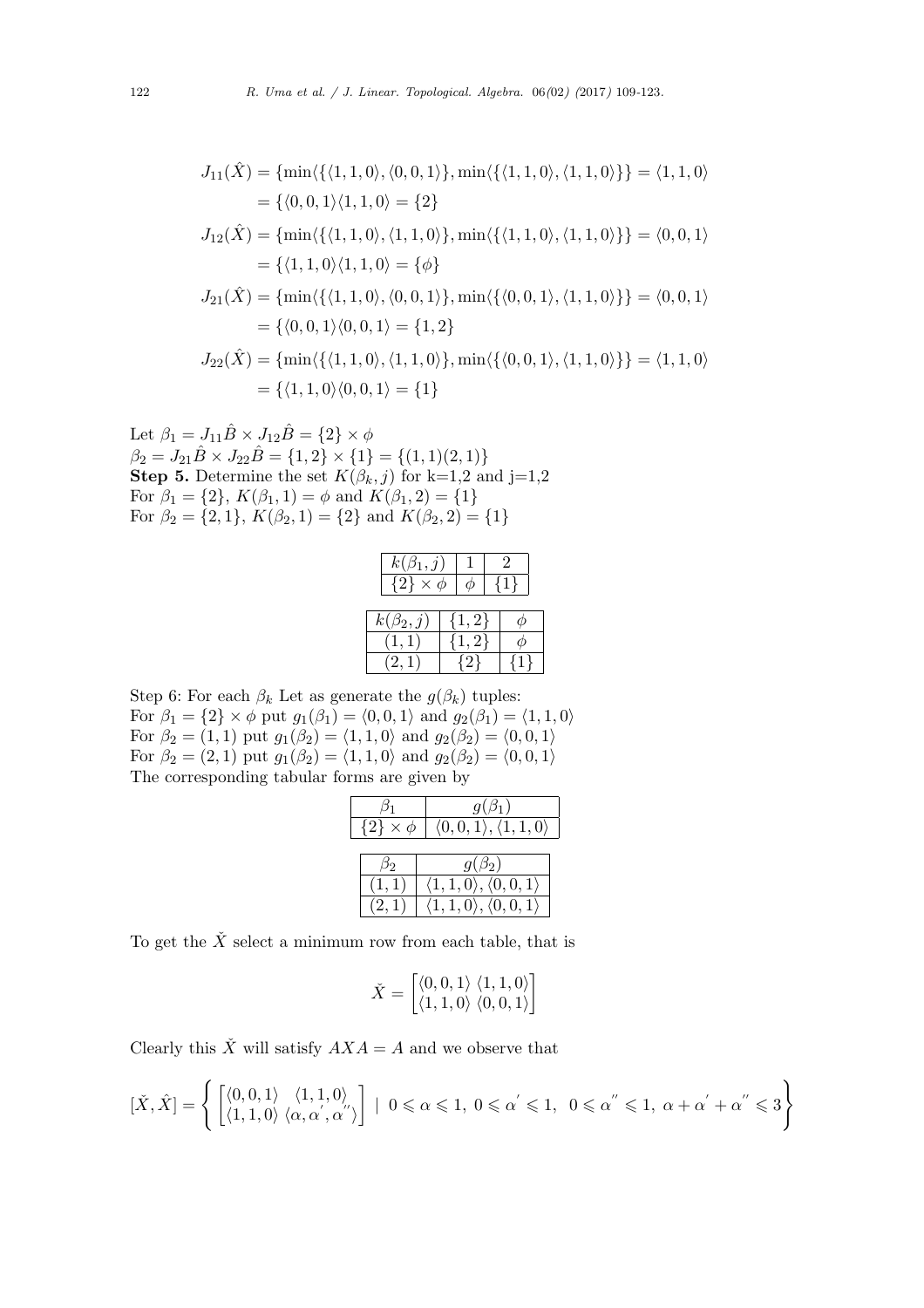$$J_{11}(\hat{X}) = \{\min\langle\{\langle 1,1,0\rangle, \langle 0,0,1\rangle\}, \min\langle\{\langle 1,1,0\rangle, \langle 1,1,0\rangle\}\} = \langle 1,1,0\rangle$$
$$= \{\langle 0,0,1\rangle\langle 1,1,0\rangle = \{2\}$$
$$J_{12}(\hat{X}) = \{\min\langle\{\langle 1,1,0\rangle, \langle 1,1,0\rangle\}, \min\langle\{\langle 1,1,0\rangle, \langle 1,1,0\rangle\}\} = \langle 0,0,1\rangle$$
$$= \{\langle 1,1,0\rangle\langle 1,1,0\rangle = \{\phi\}$$
$$J_{21}(\hat{X}) = \{\min\langle\{\langle 1,1,0\rangle, \langle 0,0,1\rangle\}, \min\langle\{\langle 0,0,1\rangle, \langle 1,1,0\rangle\}\} = \langle 0,0,1\rangle$$
$$= \{\langle 0,0,1\rangle\langle 0,0,1\rangle = \{1,2\}$$
$$J_{22}(\hat{X}) = \{\min\langle\{\langle 1,1,0\rangle, \langle 1,1,0\rangle\}, \min\langle\{\langle 0,0,1\rangle, \langle 1,1,0\rangle\}\} = \langle 1,1,0\rangle$$
$$= \{\langle 1,1,0\rangle\langle 0,0,1\rangle = \{1\}$$

Let $\beta_1 = J_{11}\hat{B} \times J_{12}\hat{B} = \{2\} \times \phi$
$\beta_2 = J_{21}\hat{B} \times J_{22}\hat{B} = \{1,2\} \times \{1\} = \{(1,1)(2,1)\}$
**Step 5.** Determine the set $K(\beta_k, j)$ for k=1,2 and j=1,2
For $\beta_1 = \{2\}$, $K(\beta_1, 1) = \phi$ and $K(\beta_1, 2) = \{1\}$
For $\beta_2 = \{2,1\}$, $K(\beta_2, 1) = \{2\}$ and $K(\beta_2, 2) = \{1\}$

| $k(\beta_1, j)$ | 1 | 2 |
|---|---|---|
| $\{2\} \times \phi$ | $\phi$ | $\{1\}$ |

| $k(\beta_2, j)$ | $\{1,2\}$ | $\phi$ |
|---|---|---|
| $(1,1)$ | $\{1,2\}$ | $\phi$ |
| $(2,1)$ | $\{2\}$ | $\{1\}$ |

Step 6: For each $\beta_k$ Let as generate the $g(\beta_k)$ tuples:
For $\beta_1 = \{2\} \times \phi$ put $g_1(\beta_1) = \langle 0,0,1\rangle$ and $g_2(\beta_1) = \langle 1,1,0\rangle$
For $\beta_2 = (1,1)$ put $g_1(\beta_2) = \langle 1,1,0\rangle$ and $g_2(\beta_2) = \langle 0,0,1\rangle$
For $\beta_2 = (2,1)$ put $g_1(\beta_2) = \langle 1,1,0\rangle$ and $g_2(\beta_2) = \langle 0,0,1\rangle$
The corresponding tabular forms are given by

| $\beta_1$ | $g(\beta_1)$ |
|---|---|
| $\{2\} \times \phi$ | $\langle 0,0,1\rangle, \langle 1,1,0\rangle$ |

| $\beta_2$ | $g(\beta_2)$ |
|---|---|
| $(1,1)$ | $\langle 1,1,0\rangle, \langle 0,0,1\rangle$ |
| $(2,1)$ | $\langle 1,1,0\rangle, \langle 0,0,1\rangle$ |

To get the $\check{X}$ select a minimum row from each table, that is

$$\check{X} = \begin{bmatrix} \langle 0,0,1\rangle & \langle 1,1,0\rangle \\ \langle 1,1,0\rangle & \langle 0,0,1\rangle \end{bmatrix}$$

Clearly this $\check{X}$ will satisfy $AXA = A$ and we observe that

$$[\check{X}, \hat{X}] = \left\{ \begin{bmatrix} \langle 0,0,1\rangle & \langle 1,1,0\rangle \\ \langle 1,1,0\rangle & \langle \alpha, \alpha', \alpha''\rangle \end{bmatrix} \mid 0 \leqslant \alpha \leqslant 1,\ 0 \leqslant \alpha' \leqslant 1,\ \ 0 \leqslant \alpha'' \leqslant 1,\ \alpha + \alpha' + \alpha'' \leqslant 3 \right\}$$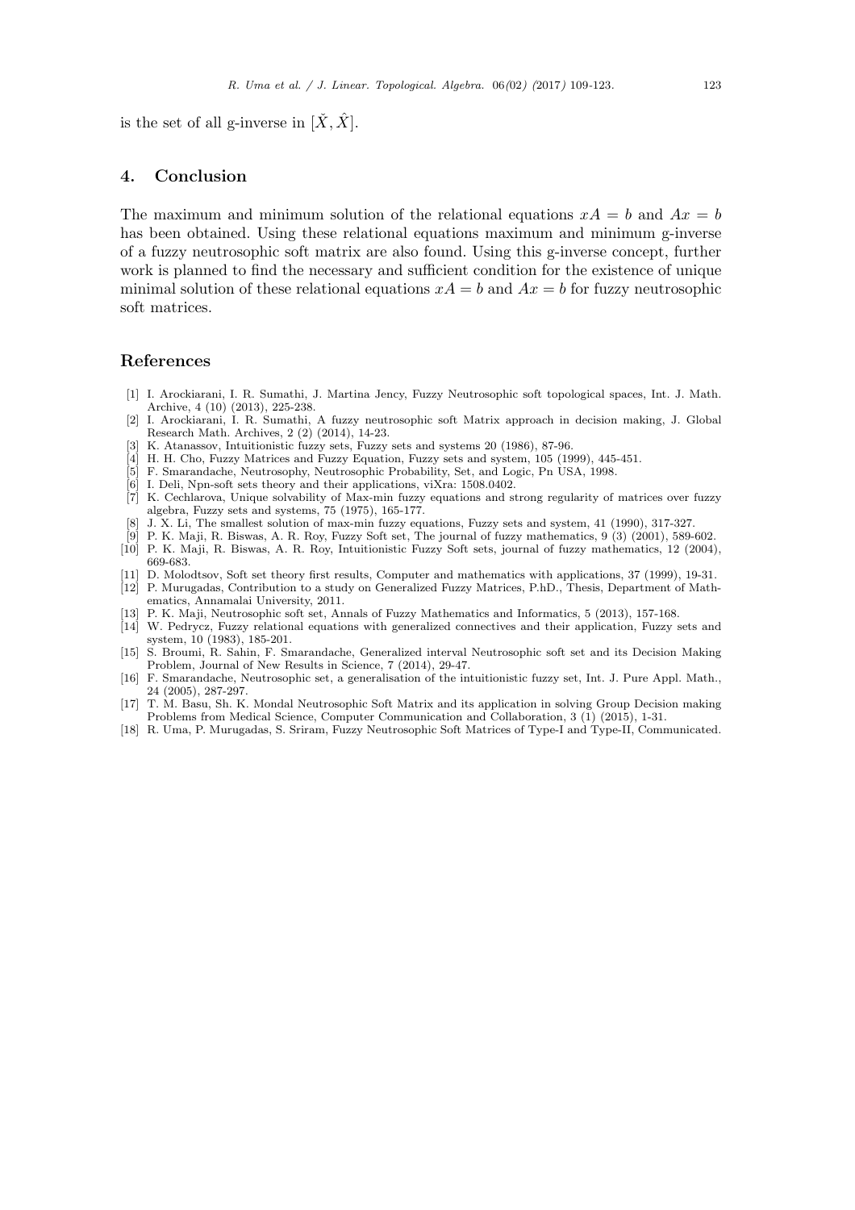is the set of all g-inverse in $[\check{X}, \hat{X}]$.

## 4. Conclusion

The maximum and minimum solution of the relational equations $xA = b$ and $Ax = b$ has been obtained. Using these relational equations maximum and minimum g-inverse of a fuzzy neutrosophic soft matrix are also found. Using this g-inverse concept, further work is planned to find the necessary and sufficient condition for the existence of unique minimal solution of these relational equations $xA = b$ and $Ax = b$ for fuzzy neutrosophic soft matrices.

## References

[1] I. Arockiarani, I. R. Sumathi, J. Martina Jency, Fuzzy Neutrosophic soft topological spaces, Int. J. Math. Archive, 4 (10) (2013), 225-238.

[2] I. Arockiarani, I. R. Sumathi, A fuzzy neutrosophic soft Matrix approach in decision making, J. Global Research Math. Archives, 2 (2) (2014), 14-23.

[3] K. Atanassov, Intuitionistic fuzzy sets, Fuzzy sets and systems 20 (1986), 87-96.

[4] H. H. Cho, Fuzzy Matrices and Fuzzy Equation, Fuzzy sets and system, 105 (1999), 445-451.

[5] F. Smarandache, Neutrosophy, Neutrosophic Probability, Set, and Logic, Pn USA, 1998.

[6] I. Deli, Npn-soft sets theory and their applications, viXra: 1508.0402.

[7] K. Cechlarova, Unique solvability of Max-min fuzzy equations and strong regularity of matrices over fuzzy algebra, Fuzzy sets and systems, 75 (1975), 165-177.

[8] J. X. Li, The smallest solution of max-min fuzzy equations, Fuzzy sets and system, 41 (1990), 317-327.

[9] P. K. Maji, R. Biswas, A. R. Roy, Fuzzy Soft set, The journal of fuzzy mathematics, 9 (3) (2001), 589-602.

[10] P. K. Maji, R. Biswas, A. R. Roy, Intuitionistic Fuzzy Soft sets, journal of fuzzy mathematics, 12 (2004), 669-683.

[11] D. Molodtsov, Soft set theory first results, Computer and mathematics with applications, 37 (1999), 19-31.

[12] P. Murugadas, Contribution to a study on Generalized Fuzzy Matrices, P.hD., Thesis, Department of Mathematics, Annamalai University, 2011.

[13] P. K. Maji, Neutrosophic soft set, Annals of Fuzzy Mathematics and Informatics, 5 (2013), 157-168.

[14] W. Pedrycz, Fuzzy relational equations with generalized connectives and their application, Fuzzy sets and system, 10 (1983), 185-201.

[15] S. Broumi, R. Sahin, F. Smarandache, Generalized interval Neutrosophic soft set and its Decision Making Problem, Journal of New Results in Science, 7 (2014), 29-47.

[16] F. Smarandache, Neutrosophic set, a generalisation of the intuitionistic fuzzy set, Int. J. Pure Appl. Math., 24 (2005), 287-297.

[17] T. M. Basu, Sh. K. Mondal Neutrosophic Soft Matrix and its application in solving Group Decision making Problems from Medical Science, Computer Communication and Collaboration, 3 (1) (2015), 1-31.

[18] R. Uma, P. Murugadas, S. Sriram, Fuzzy Neutrosophic Soft Matrices of Type-I and Type-II, Communicated.